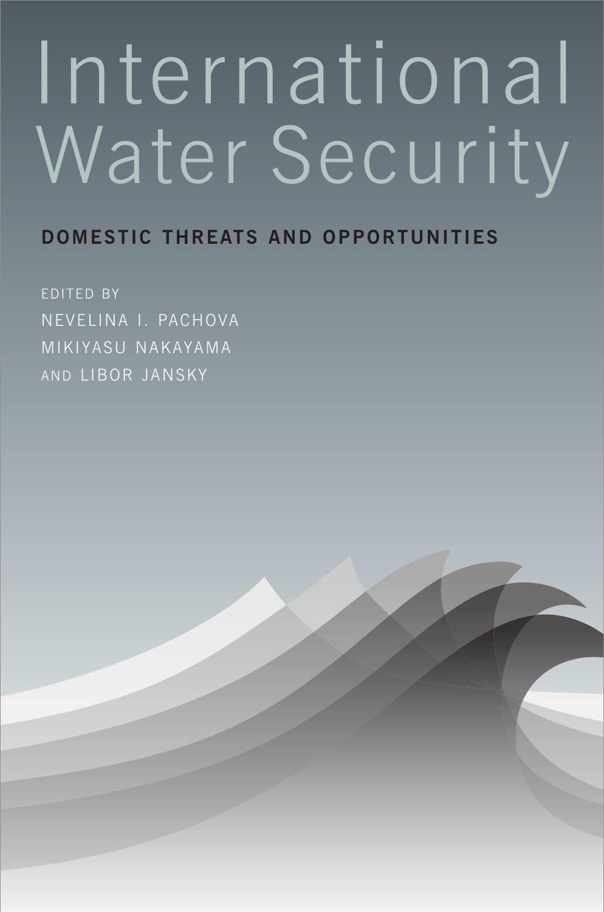# International Water Security

## DOMESTIC THREATS AND OPPORTUNITIES

EDITED BY

NEVELINA I. PACHOVA

MIKIYASU NAKAYAMA

AND LIBOR JANSKY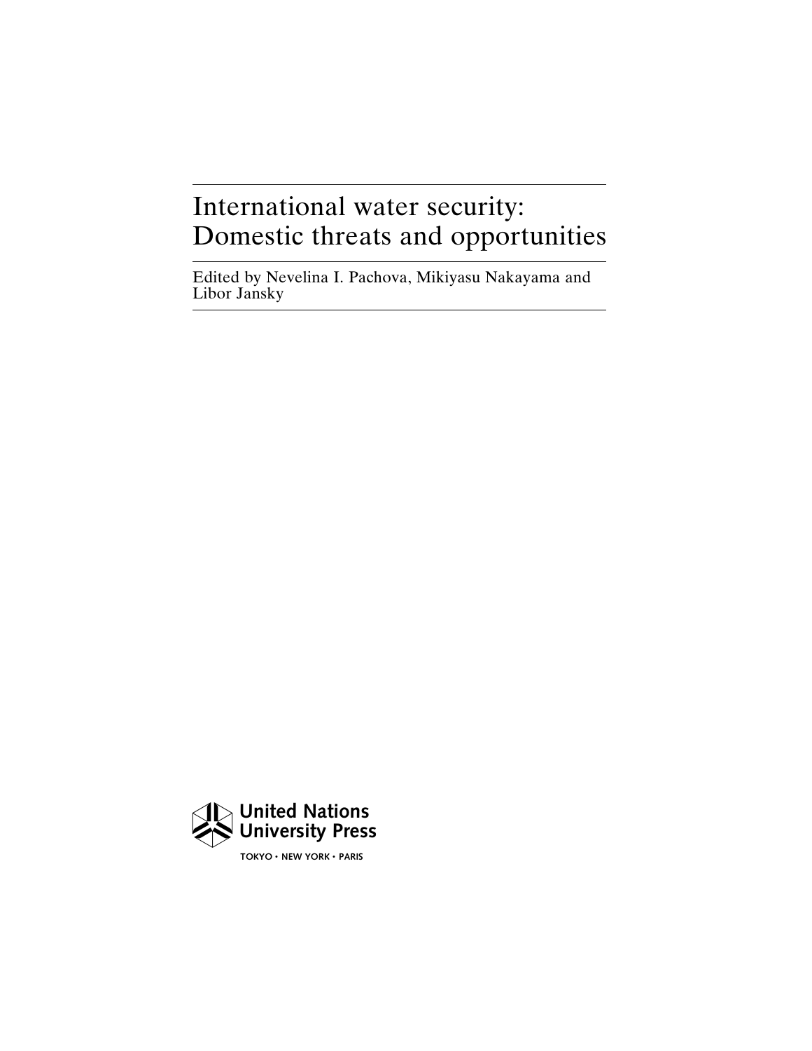# International water security: Domestic threats and opportunities

Edited by Nevelina I. Pachova, Mikiyasu Nakayama and Libor Jansky

United Nations University Press

TOKYO • NEW YORK • PARIS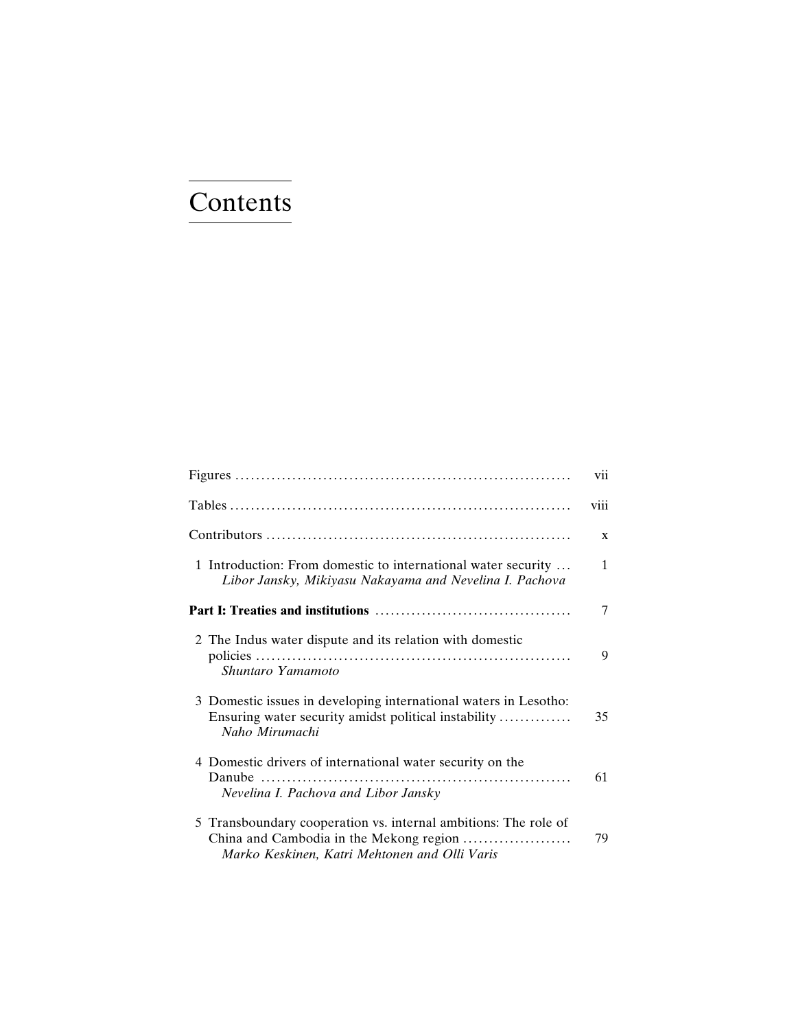# Contents

Figures ........................................................ vii

Tables ........................................................ viii

Contributors ........................................................ x

1 Introduction: From domestic to international water security ... 1
*Libor Jansky, Mikiyasu Nakayama and Nevelina I. Pachova*

**Part I: Treaties and institutions** ........................................ 7

2 The Indus water dispute and its relation with domestic policies ........................................................ 9
*Shuntaro Yamamoto*

3 Domestic issues in developing international waters in Lesotho: Ensuring water security amidst political instability ............. 35
*Naho Mirumachi*

4 Domestic drivers of international water security on the Danube ........................................................ 61
*Nevelina I. Pachova and Libor Jansky*

5 Transboundary cooperation vs. internal ambitions: The role of China and Cambodia in the Mekong region ..................... 79
*Marko Keskinen, Katri Mehtonen and Olli Varis*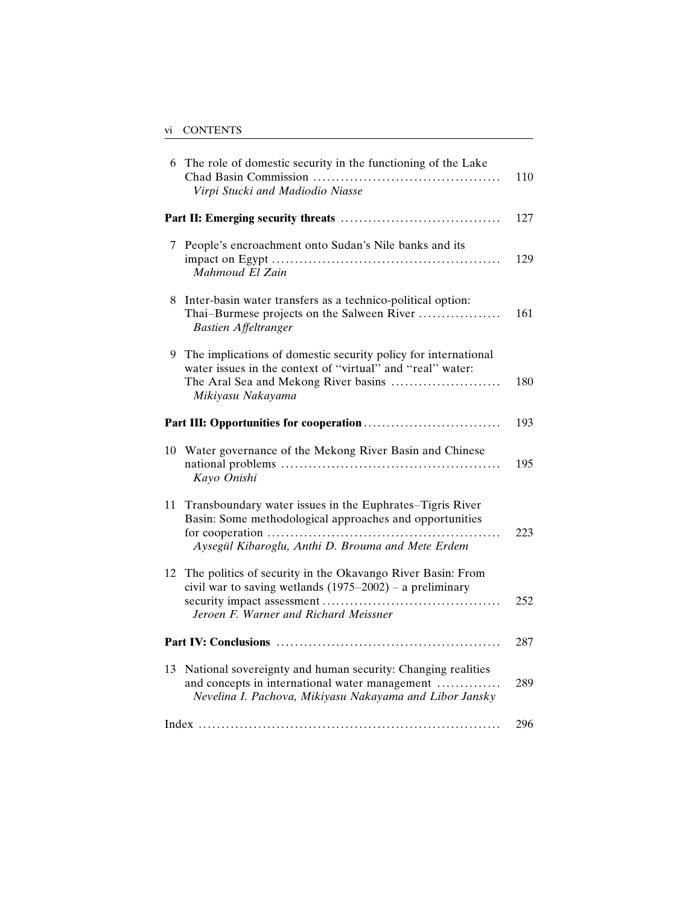6 The role of domestic security in the functioning of the Lake Chad Basin Commission ........................................ 110
*Virpi Stucki and Madiodio Niasse*

**Part II: Emerging security threats** .................................. 127

7 People's encroachment onto Sudan's Nile banks and its impact on Egypt ................................................ 129
*Mahmoud El Zain*

8 Inter-basin water transfers as a technico-political option: Thai–Burmese projects on the Salween River ................. 161
*Bastien Affeltranger*

9 The implications of domestic security policy for international water issues in the context of "virtual" and "real" water: The Aral Sea and Mekong River basins ....................... 180
*Mikiyasu Nakayama*

**Part III: Opportunities for cooperation** ............................. 193

10 Water governance of the Mekong River Basin and Chinese national problems ............................................... 195
*Kayo Onishi*

11 Transboundary water issues in the Euphrates–Tigris River Basin: Some methodological approaches and opportunities for cooperation .................................................. 223
*Aysegül Kibaroglu, Anthi D. Brouma and Mete Erdem*

12 The politics of security in the Okavango River Basin: From civil war to saving wetlands (1975–2002) – a preliminary security impact assessment ...................................... 252
*Jeroen F. Warner and Richard Meissner*

**Part IV: Conclusions** ................................................ 287

13 National sovereignty and human security: Changing realities and concepts in international water management ............. 289
*Nevelina I. Pachova, Mikiyasu Nakayama and Libor Jansky*

Index ................................................................ 296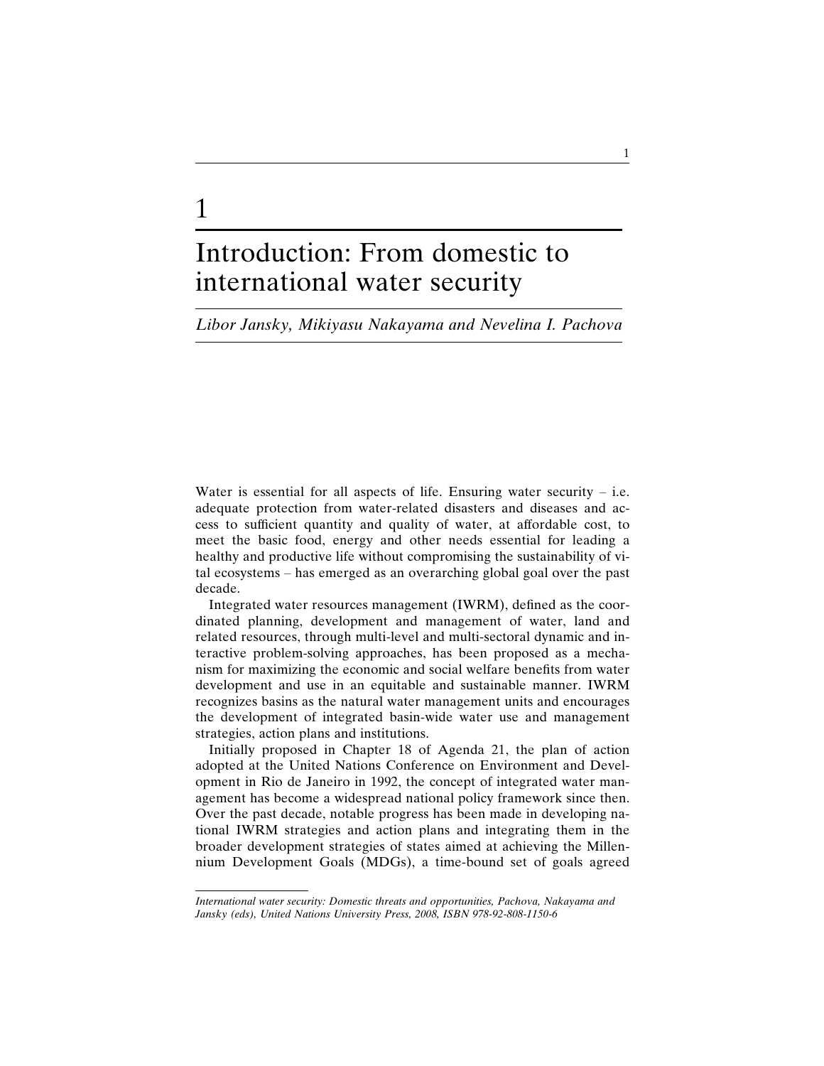# 1

# Introduction: From domestic to international water security

*Libor Jansky, Mikiyasu Nakayama and Nevelina I. Pachova*

Water is essential for all aspects of life. Ensuring water security – i.e. adequate protection from water-related disasters and diseases and access to sufficient quantity and quality of water, at affordable cost, to meet the basic food, energy and other needs essential for leading a healthy and productive life without compromising the sustainability of vital ecosystems – has emerged as an overarching global goal over the past decade.

Integrated water resources management (IWRM), defined as the coordinated planning, development and management of water, land and related resources, through multi-level and multi-sectoral dynamic and interactive problem-solving approaches, has been proposed as a mechanism for maximizing the economic and social welfare benefits from water development and use in an equitable and sustainable manner. IWRM recognizes basins as the natural water management units and encourages the development of integrated basin-wide water use and management strategies, action plans and institutions.

Initially proposed in Chapter 18 of Agenda 21, the plan of action adopted at the United Nations Conference on Environment and Development in Rio de Janeiro in 1992, the concept of integrated water management has become a widespread national policy framework since then. Over the past decade, notable progress has been made in developing national IWRM strategies and action plans and integrating them in the broader development strategies of states aimed at achieving the Millennium Development Goals (MDGs), a time-bound set of goals agreed

*International water security: Domestic threats and opportunities, Pachova, Nakayama and Jansky (eds), United Nations University Press, 2008, ISBN 978-92-808-1150-6*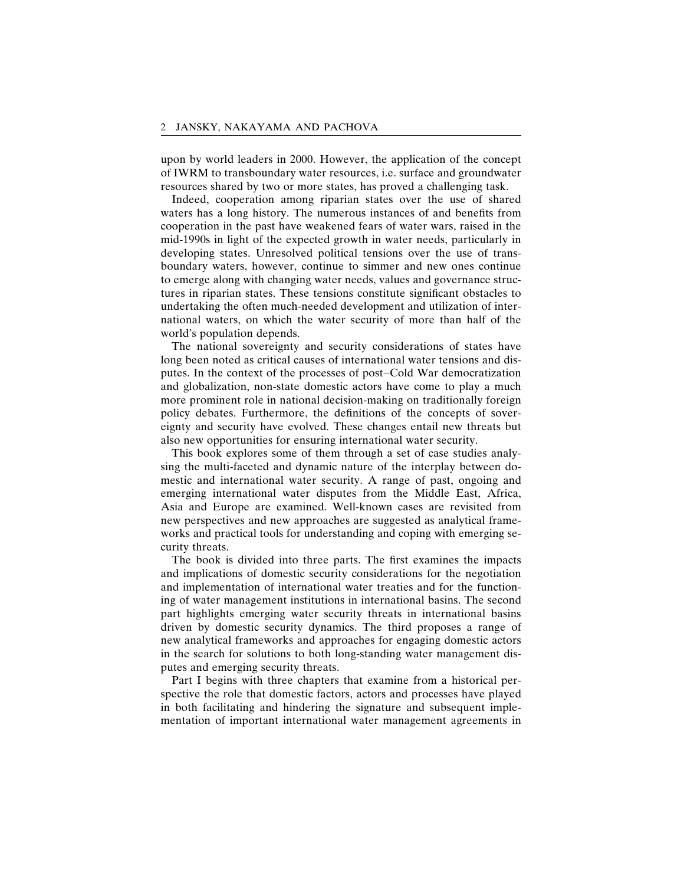upon by world leaders in 2000. However, the application of the concept of IWRM to transboundary water resources, i.e. surface and groundwater resources shared by two or more states, has proved a challenging task.

Indeed, cooperation among riparian states over the use of shared waters has a long history. The numerous instances of and benefits from cooperation in the past have weakened fears of water wars, raised in the mid-1990s in light of the expected growth in water needs, particularly in developing states. Unresolved political tensions over the use of transboundary waters, however, continue to simmer and new ones continue to emerge along with changing water needs, values and governance structures in riparian states. These tensions constitute significant obstacles to undertaking the often much-needed development and utilization of international waters, on which the water security of more than half of the world's population depends.

The national sovereignty and security considerations of states have long been noted as critical causes of international water tensions and disputes. In the context of the processes of post–Cold War democratization and globalization, non-state domestic actors have come to play a much more prominent role in national decision-making on traditionally foreign policy debates. Furthermore, the definitions of the concepts of sovereignty and security have evolved. These changes entail new threats but also new opportunities for ensuring international water security.

This book explores some of them through a set of case studies analysing the multi-faceted and dynamic nature of the interplay between domestic and international water security. A range of past, ongoing and emerging international water disputes from the Middle East, Africa, Asia and Europe are examined. Well-known cases are revisited from new perspectives and new approaches are suggested as analytical frameworks and practical tools for understanding and coping with emerging security threats.

The book is divided into three parts. The first examines the impacts and implications of domestic security considerations for the negotiation and implementation of international water treaties and for the functioning of water management institutions in international basins. The second part highlights emerging water security threats in international basins driven by domestic security dynamics. The third proposes a range of new analytical frameworks and approaches for engaging domestic actors in the search for solutions to both long-standing water management disputes and emerging security threats.

Part I begins with three chapters that examine from a historical perspective the role that domestic factors, actors and processes have played in both facilitating and hindering the signature and subsequent implementation of important international water management agreements in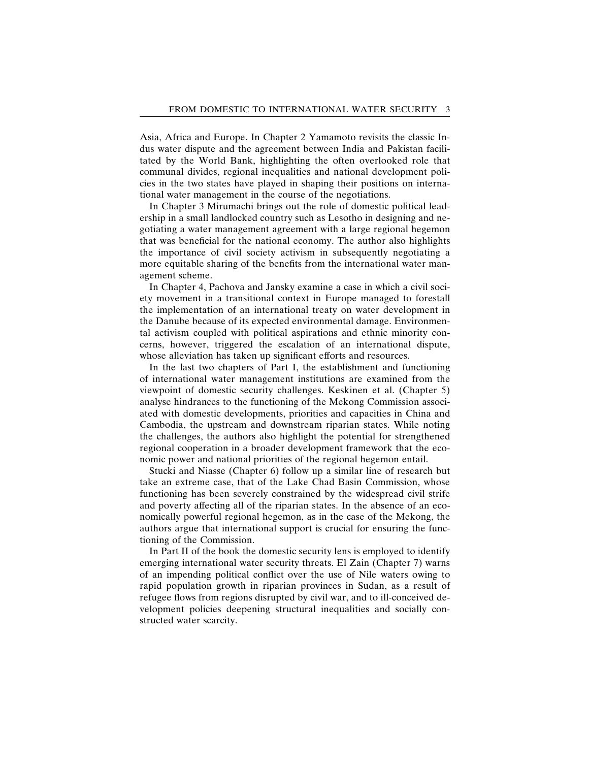Asia, Africa and Europe. In Chapter 2 Yamamoto revisits the classic Indus water dispute and the agreement between India and Pakistan facilitated by the World Bank, highlighting the often overlooked role that communal divides, regional inequalities and national development policies in the two states have played in shaping their positions on international water management in the course of the negotiations.

In Chapter 3 Mirumachi brings out the role of domestic political leadership in a small landlocked country such as Lesotho in designing and negotiating a water management agreement with a large regional hegemon that was beneficial for the national economy. The author also highlights the importance of civil society activism in subsequently negotiating a more equitable sharing of the benefits from the international water management scheme.

In Chapter 4, Pachova and Jansky examine a case in which a civil society movement in a transitional context in Europe managed to forestall the implementation of an international treaty on water development in the Danube because of its expected environmental damage. Environmental activism coupled with political aspirations and ethnic minority concerns, however, triggered the escalation of an international dispute, whose alleviation has taken up significant efforts and resources.

In the last two chapters of Part I, the establishment and functioning of international water management institutions are examined from the viewpoint of domestic security challenges. Keskinen et al. (Chapter 5) analyse hindrances to the functioning of the Mekong Commission associated with domestic developments, priorities and capacities in China and Cambodia, the upstream and downstream riparian states. While noting the challenges, the authors also highlight the potential for strengthened regional cooperation in a broader development framework that the economic power and national priorities of the regional hegemon entail.

Stucki and Niasse (Chapter 6) follow up a similar line of research but take an extreme case, that of the Lake Chad Basin Commission, whose functioning has been severely constrained by the widespread civil strife and poverty affecting all of the riparian states. In the absence of an economically powerful regional hegemon, as in the case of the Mekong, the authors argue that international support is crucial for ensuring the functioning of the Commission.

In Part II of the book the domestic security lens is employed to identify emerging international water security threats. El Zain (Chapter 7) warns of an impending political conflict over the use of Nile waters owing to rapid population growth in riparian provinces in Sudan, as a result of refugee flows from regions disrupted by civil war, and to ill-conceived development policies deepening structural inequalities and socially constructed water scarcity.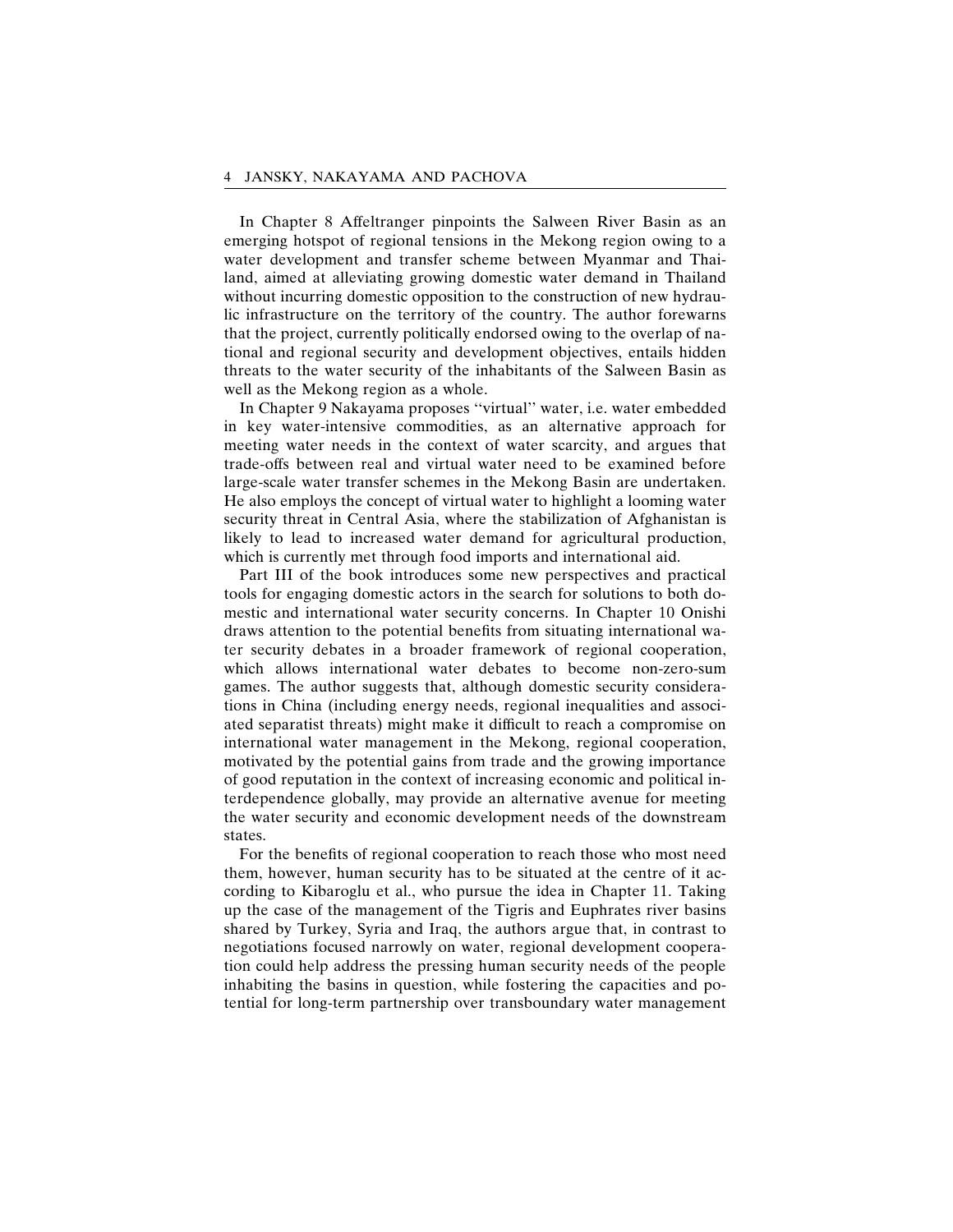In Chapter 8 Affeltranger pinpoints the Salween River Basin as an emerging hotspot of regional tensions in the Mekong region owing to a water development and transfer scheme between Myanmar and Thailand, aimed at alleviating growing domestic water demand in Thailand without incurring domestic opposition to the construction of new hydraulic infrastructure on the territory of the country. The author forewarns that the project, currently politically endorsed owing to the overlap of national and regional security and development objectives, entails hidden threats to the water security of the inhabitants of the Salween Basin as well as the Mekong region as a whole.

In Chapter 9 Nakayama proposes "virtual" water, i.e. water embedded in key water-intensive commodities, as an alternative approach for meeting water needs in the context of water scarcity, and argues that trade-offs between real and virtual water need to be examined before large-scale water transfer schemes in the Mekong Basin are undertaken. He also employs the concept of virtual water to highlight a looming water security threat in Central Asia, where the stabilization of Afghanistan is likely to lead to increased water demand for agricultural production, which is currently met through food imports and international aid.

Part III of the book introduces some new perspectives and practical tools for engaging domestic actors in the search for solutions to both domestic and international water security concerns. In Chapter 10 Onishi draws attention to the potential benefits from situating international water security debates in a broader framework of regional cooperation, which allows international water debates to become non-zero-sum games. The author suggests that, although domestic security considerations in China (including energy needs, regional inequalities and associated separatist threats) might make it difficult to reach a compromise on international water management in the Mekong, regional cooperation, motivated by the potential gains from trade and the growing importance of good reputation in the context of increasing economic and political interdependence globally, may provide an alternative avenue for meeting the water security and economic development needs of the downstream states.

For the benefits of regional cooperation to reach those who most need them, however, human security has to be situated at the centre of it according to Kibaroglu et al., who pursue the idea in Chapter 11. Taking up the case of the management of the Tigris and Euphrates river basins shared by Turkey, Syria and Iraq, the authors argue that, in contrast to negotiations focused narrowly on water, regional development cooperation could help address the pressing human security needs of the people inhabiting the basins in question, while fostering the capacities and potential for long-term partnership over transboundary water management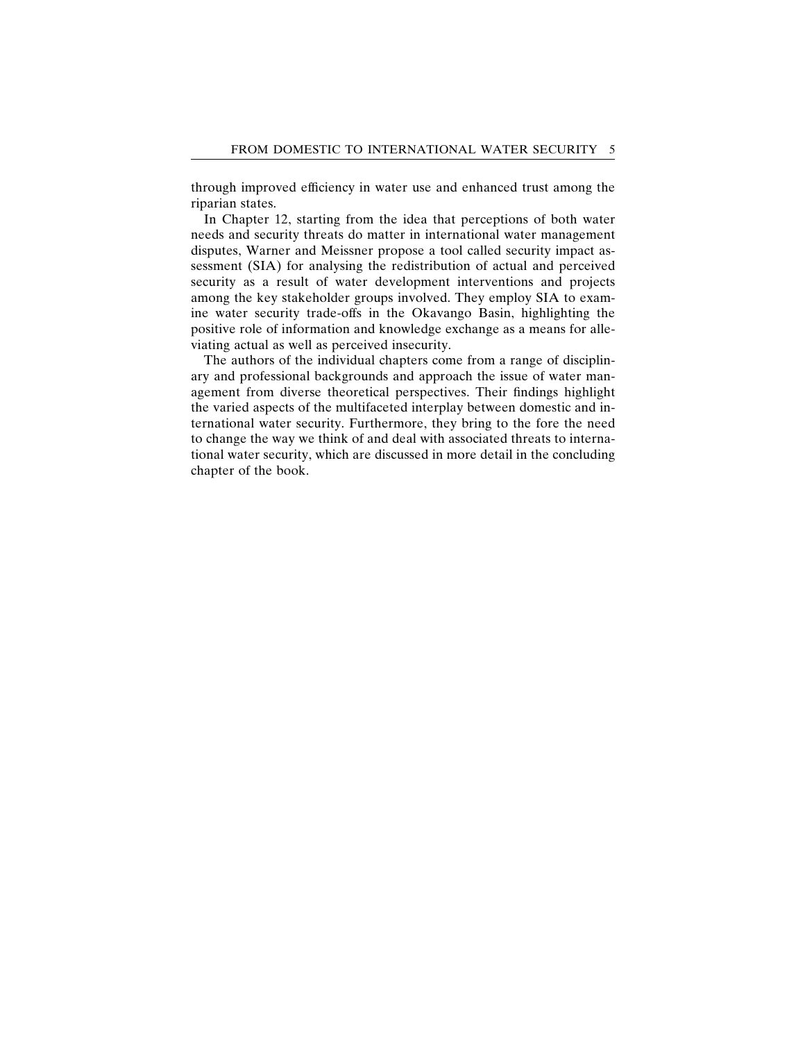through improved efficiency in water use and enhanced trust among the riparian states.

In Chapter 12, starting from the idea that perceptions of both water needs and security threats do matter in international water management disputes, Warner and Meissner propose a tool called security impact assessment (SIA) for analysing the redistribution of actual and perceived security as a result of water development interventions and projects among the key stakeholder groups involved. They employ SIA to examine water security trade-offs in the Okavango Basin, highlighting the positive role of information and knowledge exchange as a means for alleviating actual as well as perceived insecurity.

The authors of the individual chapters come from a range of disciplinary and professional backgrounds and approach the issue of water management from diverse theoretical perspectives. Their findings highlight the varied aspects of the multifaceted interplay between domestic and international water security. Furthermore, they bring to the fore the need to change the way we think of and deal with associated threats to international water security, which are discussed in more detail in the concluding chapter of the book.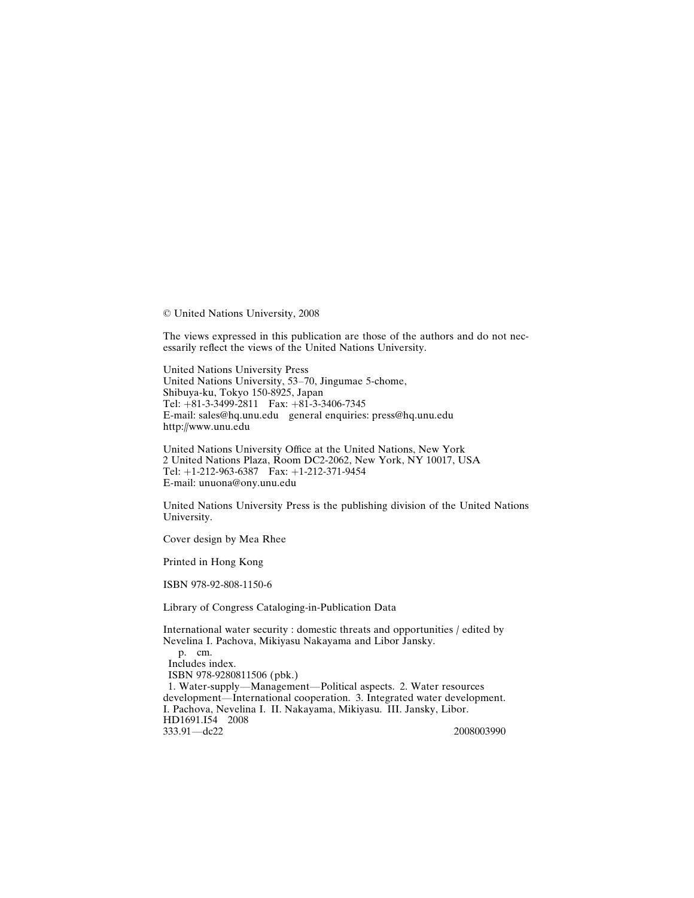© United Nations University, 2008

The views expressed in this publication are those of the authors and do not necessarily reflect the views of the United Nations University.

United Nations University Press
United Nations University, 53–70, Jingumae 5-chome,
Shibuya-ku, Tokyo 150-8925, Japan
Tel: +81-3-3499-2811 Fax: +81-3-3406-7345
E-mail: sales@hq.unu.edu general enquiries: press@hq.unu.edu
http://www.unu.edu

United Nations University Office at the United Nations, New York
2 United Nations Plaza, Room DC2-2062, New York, NY 10017, USA
Tel: +1-212-963-6387 Fax: +1-212-371-9454
E-mail: unuona@ony.unu.edu

United Nations University Press is the publishing division of the United Nations University.

Cover design by Mea Rhee

Printed in Hong Kong

ISBN 978-92-808-1150-6

Library of Congress Cataloging-in-Publication Data

International water security : domestic threats and opportunities / edited by Nevelina I. Pachova, Mikiyasu Nakayama and Libor Jansky.
p. cm.
Includes index.
ISBN 978-9280811506 (pbk.)
1. Water-supply—Management—Political aspects. 2. Water resources development—International cooperation. 3. Integrated water development.
I. Pachova, Nevelina I. II. Nakayama, Mikiyasu. III. Jansky, Libor.
HD1691.I54 2008
333.91—dc22 2008003990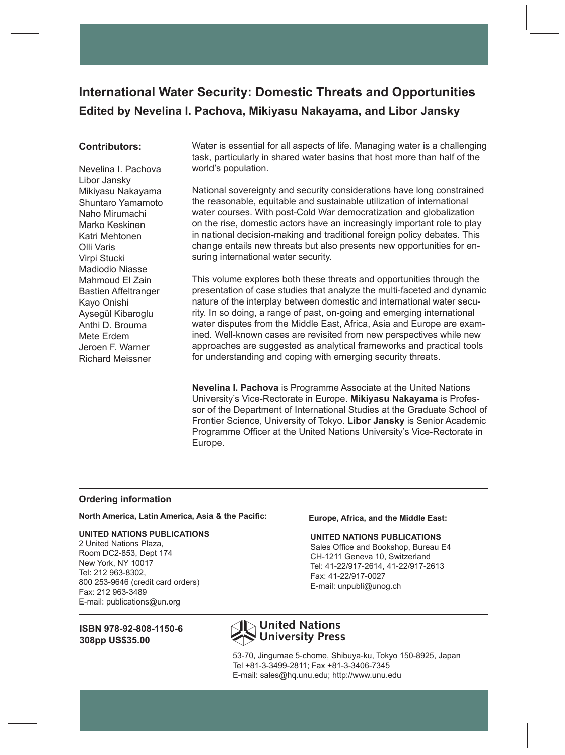# International Water Security: Domestic Threats and Opportunities

## Edited by Nevelina I. Pachova, Mikiyasu Nakayama, and Libor Jansky

**Contributors:**

Nevelina I. Pachova
Libor Jansky
Mikiyasu Nakayama
Shuntaro Yamamoto
Naho Mirumachi
Marko Keskinen
Katri Mehtonen
Olli Varis
Virpi Stucki
Madiodio Niasse
Mahmoud El Zain
Bastien Affeltranger
Kayo Onishi
Aysegül Kibaroglu
Anthi D. Brouma
Mete Erdem
Jeroen F. Warner
Richard Meissner

Water is essential for all aspects of life. Managing water is a challenging task, particularly in shared water basins that host more than half of the world's population.

National sovereignty and security considerations have long constrained the reasonable, equitable and sustainable utilization of international water courses. With post-Cold War democratization and globalization on the rise, domestic actors have an increasingly important role to play in national decision-making and traditional foreign policy debates. This change entails new threats but also presents new opportunities for ensuring international water security.

This volume explores both these threats and opportunities through the presentation of case studies that analyze the multi-faceted and dynamic nature of the interplay between domestic and international water security. In so doing, a range of past, on-going and emerging international water disputes from the Middle East, Africa, Asia and Europe are examined. Well-known cases are revisited from new perspectives while new approaches are suggested as analytical frameworks and practical tools for understanding and coping with emerging security threats.

**Nevelina I. Pachova** is Programme Associate at the United Nations University's Vice-Rectorate in Europe. **Mikiyasu Nakayama** is Professor of the Department of International Studies at the Graduate School of Frontier Science, University of Tokyo. **Libor Jansky** is Senior Academic Programme Officer at the United Nations University's Vice-Rectorate in Europe.

---

**Ordering information**

**North America, Latin America, Asia & the Pacific:**

**UNITED NATIONS PUBLICATIONS**
2 United Nations Plaza,
Room DC2-853, Dept 174
New York, NY 10017
Tel: 212 963-8302,
800 253-9646 (credit card orders)
Fax: 212 963-3489
E-mail: publications@un.org

**Europe, Africa, and the Middle East:**

**UNITED NATIONS PUBLICATIONS**
Sales Office and Bookshop, Bureau E4
CH-1211 Geneva 10, Switzerland
Tel: 41-22/917-2614, 41-22/917-2613
Fax: 41-22/917-0027
E-mail: unpubli@unog.ch

---

**ISBN 978-92-808-1150-6**
**308pp US$35.00**

**United Nations University Press**

53-70, Jingumae 5-chome, Shibuya-ku, Tokyo 150-8925, Japan
Tel +81-3-3499-2811; Fax +81-3-3406-7345
E-mail: sales@hq.unu.edu; http://www.unu.edu